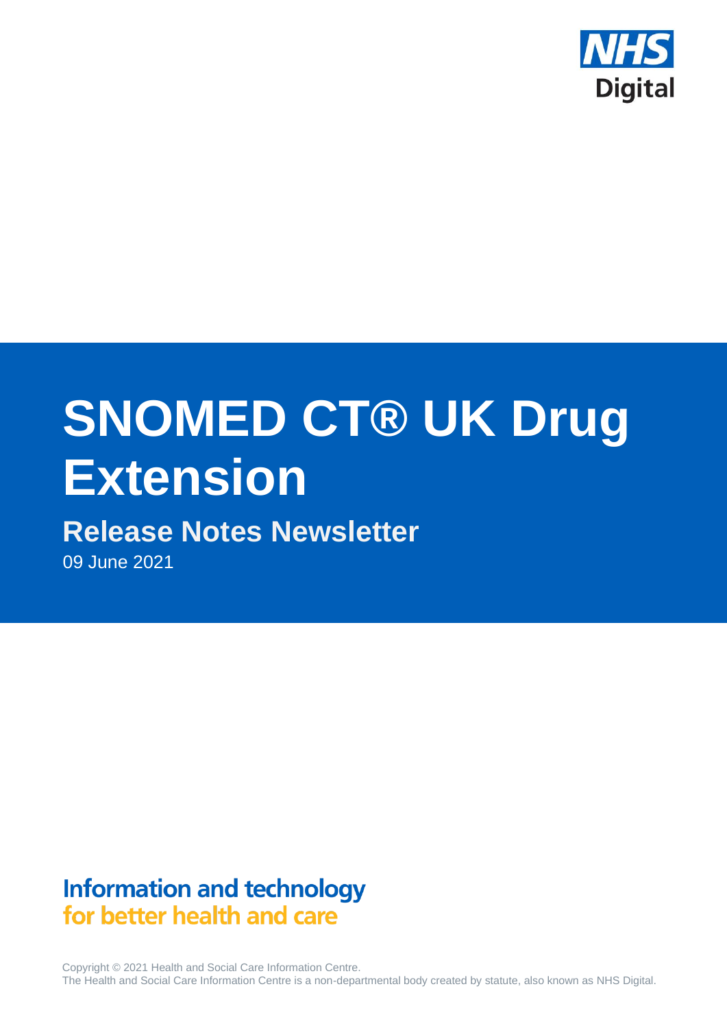NHS Digital

# SNOMED CT® UK Drug Extension

## Release Notes Newsletter

09 June 2021

**Information and technology for better health and care**

Copyright © 2021 Health and Social Care Information Centre.
The Health and Social Care Information Centre is a non-departmental body created by statute, also known as NHS Digital.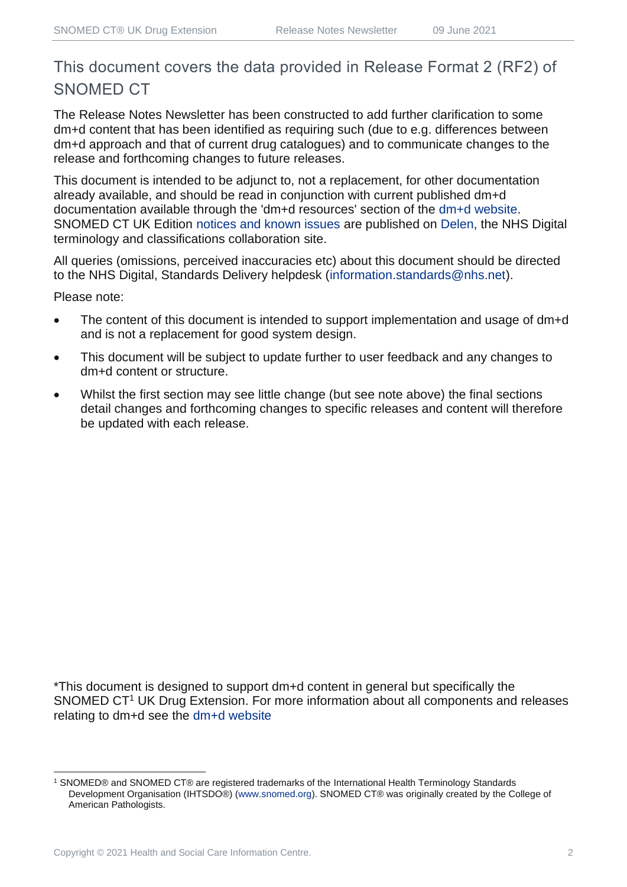## This document covers the data provided in Release Format 2 (RF2) of SNOMED CT

The Release Notes Newsletter has been constructed to add further clarification to some dm+d content that has been identified as requiring such (due to e.g. differences between dm+d approach and that of current drug catalogues) and to communicate changes to the release and forthcoming changes to future releases.

This document is intended to be adjunct to, not a replacement, for other documentation already available, and should be read in conjunction with current published dm+d documentation available through the 'dm+d resources' section of the dm+d website. SNOMED CT UK Edition notices and known issues are published on Delen, the NHS Digital terminology and classifications collaboration site.

All queries (omissions, perceived inaccuracies etc) about this document should be directed to the NHS Digital, Standards Delivery helpdesk (information.standards@nhs.net).

Please note:

- The content of this document is intended to support implementation and usage of dm+d and is not a replacement for good system design.
- This document will be subject to update further to user feedback and any changes to dm+d content or structure.
- Whilst the first section may see little change (but see note above) the final sections detail changes and forthcoming changes to specific releases and content will therefore be updated with each release.

*This document is designed to support dm+d content in general but specifically the SNOMED CT[1] UK Drug Extension. For more information about all components and releases relating to dm+d see the dm+d website

[1] SNOMED® and SNOMED CT® are registered trademarks of the International Health Terminology Standards Development Organisation (IHTSDO®) (www.snomed.org). SNOMED CT® was originally created by the College of American Pathologists.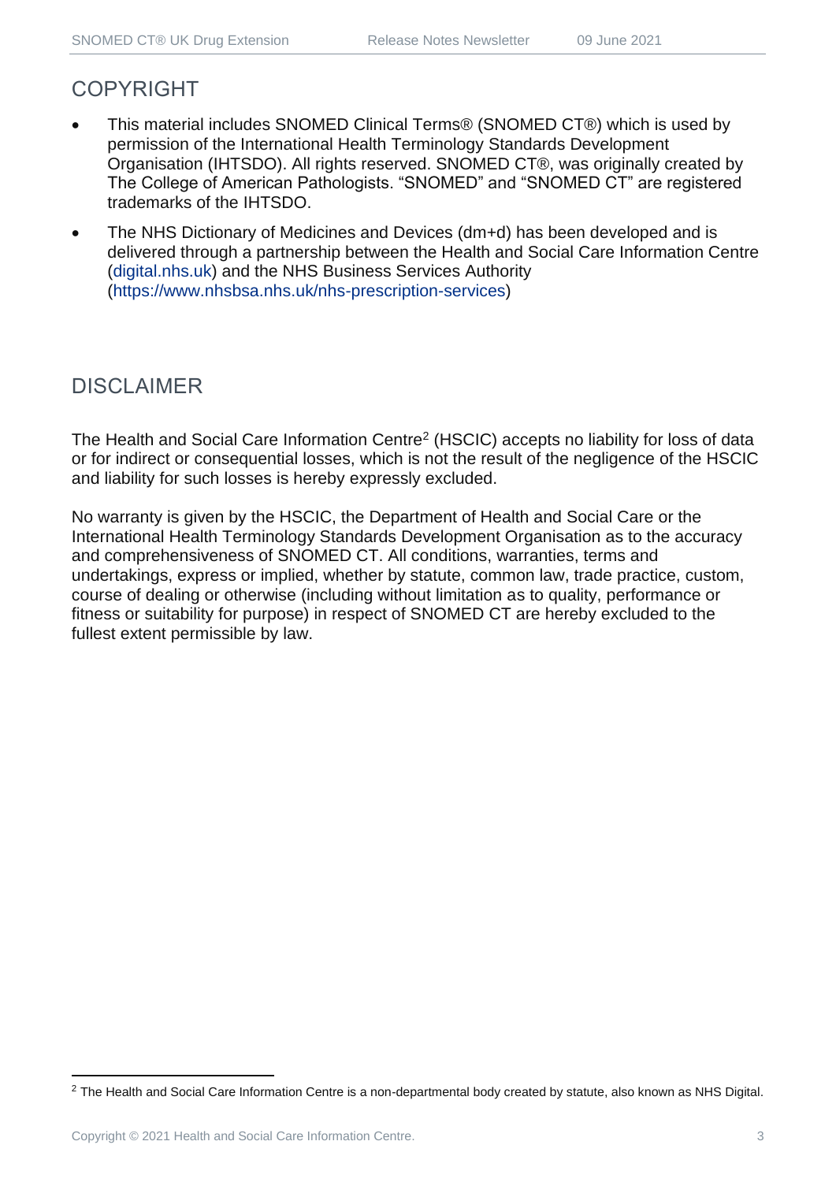## COPYRIGHT

- This material includes SNOMED Clinical Terms® (SNOMED CT®) which is used by permission of the International Health Terminology Standards Development Organisation (IHTSDO). All rights reserved. SNOMED CT®, was originally created by The College of American Pathologists. "SNOMED" and "SNOMED CT" are registered trademarks of the IHTSDO.
- The NHS Dictionary of Medicines and Devices (dm+d) has been developed and is delivered through a partnership between the Health and Social Care Information Centre (digital.nhs.uk) and the NHS Business Services Authority (https://www.nhsbsa.nhs.uk/nhs-prescription-services)

## DISCLAIMER

The Health and Social Care Information Centre[2] (HSCIC) accepts no liability for loss of data or for indirect or consequential losses, which is not the result of the negligence of the HSCIC and liability for such losses is hereby expressly excluded.

No warranty is given by the HSCIC, the Department of Health and Social Care or the International Health Terminology Standards Development Organisation as to the accuracy and comprehensiveness of SNOMED CT. All conditions, warranties, terms and undertakings, express or implied, whether by statute, common law, trade practice, custom, course of dealing or otherwise (including without limitation as to quality, performance or fitness or suitability for purpose) in respect of SNOMED CT are hereby excluded to the fullest extent permissible by law.

[2] The Health and Social Care Information Centre is a non-departmental body created by statute, also known as NHS Digital.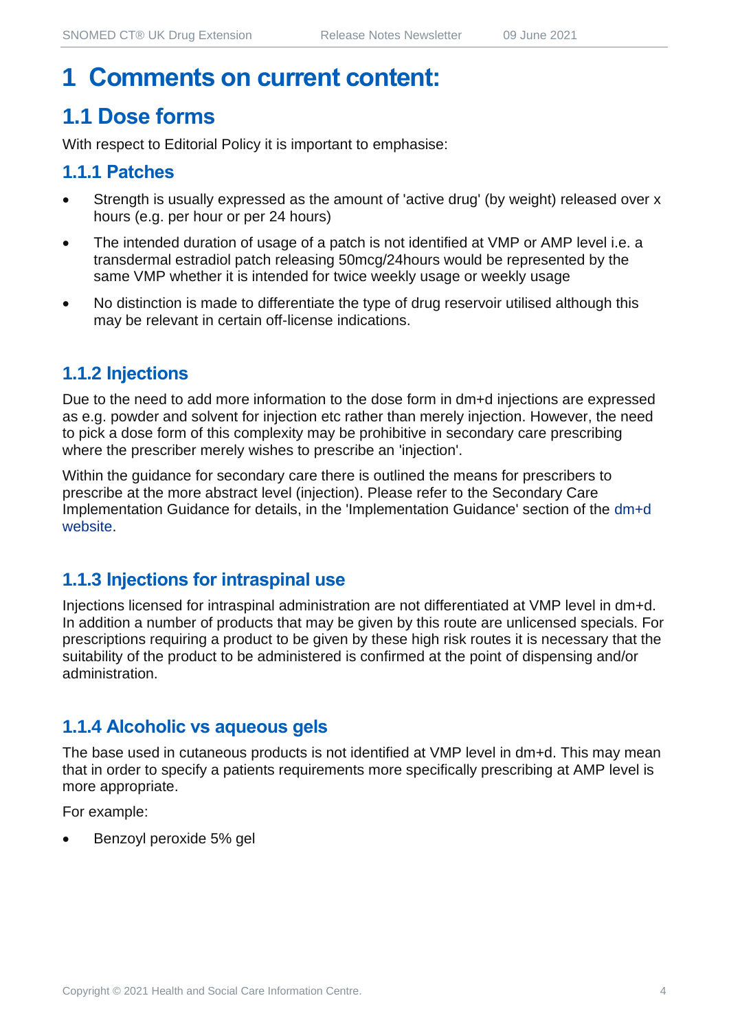# 1 Comments on current content:

## 1.1 Dose forms

With respect to Editorial Policy it is important to emphasise:

### 1.1.1 Patches

- Strength is usually expressed as the amount of 'active drug' (by weight) released over x hours (e.g. per hour or per 24 hours)
- The intended duration of usage of a patch is not identified at VMP or AMP level i.e. a transdermal estradiol patch releasing 50mcg/24hours would be represented by the same VMP whether it is intended for twice weekly usage or weekly usage
- No distinction is made to differentiate the type of drug reservoir utilised although this may be relevant in certain off-license indications.

### 1.1.2 Injections

Due to the need to add more information to the dose form in dm+d injections are expressed as e.g. powder and solvent for injection etc rather than merely injection. However, the need to pick a dose form of this complexity may be prohibitive in secondary care prescribing where the prescriber merely wishes to prescribe an 'injection'.

Within the guidance for secondary care there is outlined the means for prescribers to prescribe at the more abstract level (injection). Please refer to the Secondary Care Implementation Guidance for details, in the 'Implementation Guidance' section of the dm+d website.

### 1.1.3 Injections for intraspinal use

Injections licensed for intraspinal administration are not differentiated at VMP level in dm+d. In addition a number of products that may be given by this route are unlicensed specials. For prescriptions requiring a product to be given by these high risk routes it is necessary that the suitability of the product to be administered is confirmed at the point of dispensing and/or administration.

### 1.1.4 Alcoholic vs aqueous gels

The base used in cutaneous products is not identified at VMP level in dm+d. This may mean that in order to specify a patients requirements more specifically prescribing at AMP level is more appropriate.

For example:

- Benzoyl peroxide 5% gel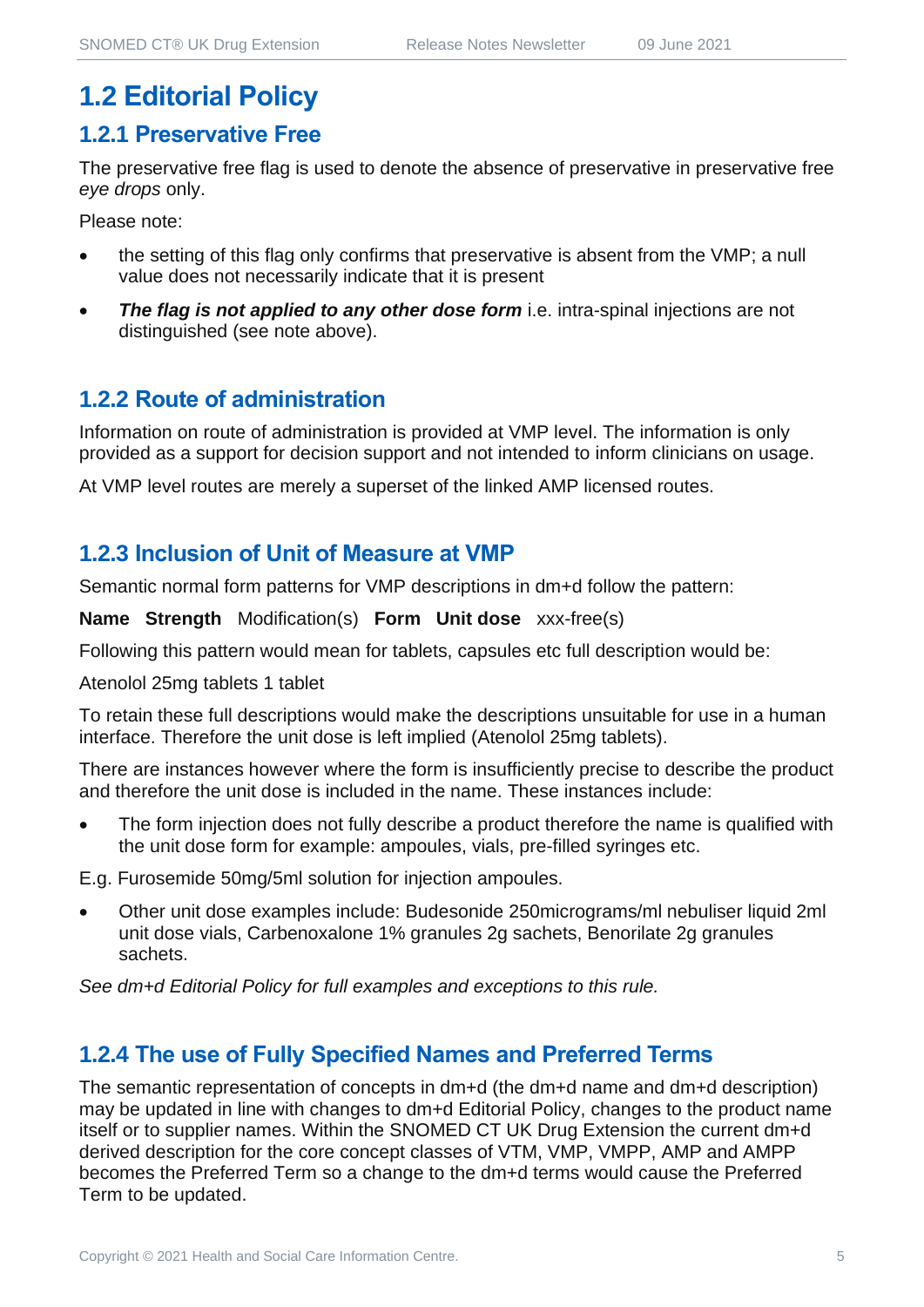## 1.2 Editorial Policy

### 1.2.1 Preservative Free

The preservative free flag is used to denote the absence of preservative in preservative free *eye drops* only.

Please note:

- the setting of this flag only confirms that preservative is absent from the VMP; a null value does not necessarily indicate that it is present
- ***The flag is not applied to any other dose form*** i.e. intra-spinal injections are not distinguished (see note above).

### 1.2.2 Route of administration

Information on route of administration is provided at VMP level. The information is only provided as a support for decision support and not intended to inform clinicians on usage.

At VMP level routes are merely a superset of the linked AMP licensed routes.

### 1.2.3 Inclusion of Unit of Measure at VMP

Semantic normal form patterns for VMP descriptions in dm+d follow the pattern:

**Name Strength** Modification(s) **Form Unit dose** xxx-free(s)

Following this pattern would mean for tablets, capsules etc full description would be:

Atenolol 25mg tablets 1 tablet

To retain these full descriptions would make the descriptions unsuitable for use in a human interface. Therefore the unit dose is left implied (Atenolol 25mg tablets).

There are instances however where the form is insufficiently precise to describe the product and therefore the unit dose is included in the name. These instances include:

- The form injection does not fully describe a product therefore the name is qualified with the unit dose form for example: ampoules, vials, pre-filled syringes etc.

E.g. Furosemide 50mg/5ml solution for injection ampoules.

- Other unit dose examples include: Budesonide 250micrograms/ml nebuliser liquid 2ml unit dose vials, Carbenoxalone 1% granules 2g sachets, Benorilate 2g granules sachets.

*See dm+d Editorial Policy for full examples and exceptions to this rule.*

### 1.2.4 The use of Fully Specified Names and Preferred Terms

The semantic representation of concepts in dm+d (the dm+d name and dm+d description) may be updated in line with changes to dm+d Editorial Policy, changes to the product name itself or to supplier names. Within the SNOMED CT UK Drug Extension the current dm+d derived description for the core concept classes of VTM, VMP, VMPP, AMP and AMPP becomes the Preferred Term so a change to the dm+d terms would cause the Preferred Term to be updated.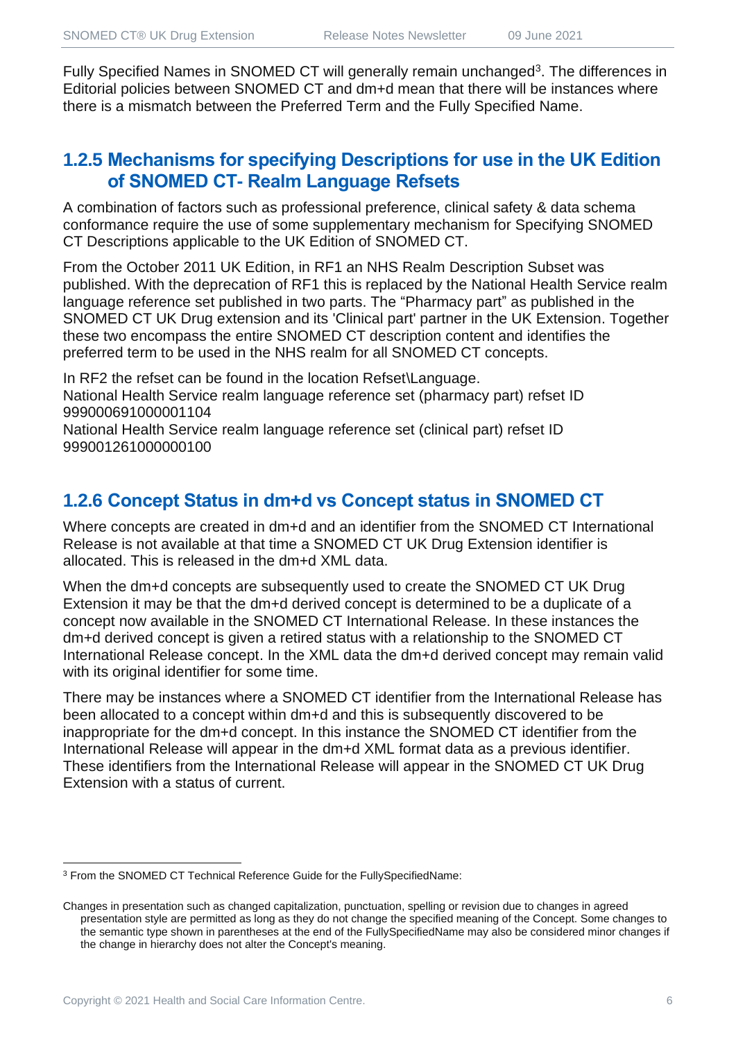Fully Specified Names in SNOMED CT will generally remain unchanged[3]. The differences in Editorial policies between SNOMED CT and dm+d mean that there will be instances where there is a mismatch between the Preferred Term and the Fully Specified Name.

### 1.2.5 Mechanisms for specifying Descriptions for use in the UK Edition of SNOMED CT- Realm Language Refsets

A combination of factors such as professional preference, clinical safety & data schema conformance require the use of some supplementary mechanism for Specifying SNOMED CT Descriptions applicable to the UK Edition of SNOMED CT.

From the October 2011 UK Edition, in RF1 an NHS Realm Description Subset was published. With the deprecation of RF1 this is replaced by the National Health Service realm language reference set published in two parts. The "Pharmacy part" as published in the SNOMED CT UK Drug extension and its 'Clinical part' partner in the UK Extension. Together these two encompass the entire SNOMED CT description content and identifies the preferred term to be used in the NHS realm for all SNOMED CT concepts.

In RF2 the refset can be found in the location Refset\Language.
National Health Service realm language reference set (pharmacy part) refset ID 999000691000001104
National Health Service realm language reference set (clinical part) refset ID 999001261000000100

### 1.2.6 Concept Status in dm+d vs Concept status in SNOMED CT

Where concepts are created in dm+d and an identifier from the SNOMED CT International Release is not available at that time a SNOMED CT UK Drug Extension identifier is allocated. This is released in the dm+d XML data.

When the dm+d concepts are subsequently used to create the SNOMED CT UK Drug Extension it may be that the dm+d derived concept is determined to be a duplicate of a concept now available in the SNOMED CT International Release. In these instances the dm+d derived concept is given a retired status with a relationship to the SNOMED CT International Release concept. In the XML data the dm+d derived concept may remain valid with its original identifier for some time.

There may be instances where a SNOMED CT identifier from the International Release has been allocated to a concept within dm+d and this is subsequently discovered to be inappropriate for the dm+d concept. In this instance the SNOMED CT identifier from the International Release will appear in the dm+d XML format data as a previous identifier. These identifiers from the International Release will appear in the SNOMED CT UK Drug Extension with a status of current.

---

[3] From the SNOMED CT Technical Reference Guide for the FullySpecifiedName:

Changes in presentation such as changed capitalization, punctuation, spelling or revision due to changes in agreed presentation style are permitted as long as they do not change the specified meaning of the Concept. Some changes to the semantic type shown in parentheses at the end of the FullySpecifiedName may also be considered minor changes if the change in hierarchy does not alter the Concept's meaning.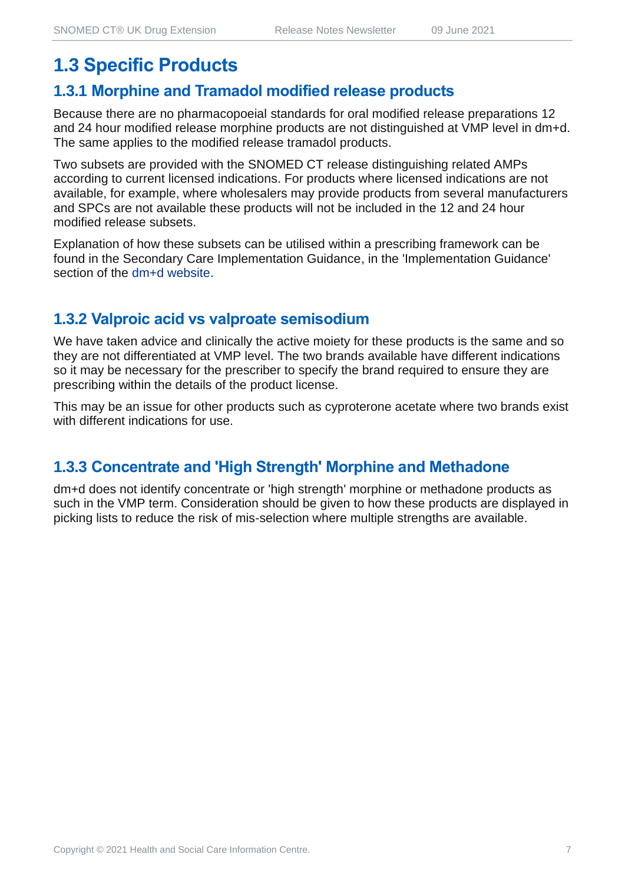## 1.3 Specific Products

### 1.3.1 Morphine and Tramadol modified release products

Because there are no pharmacopoeial standards for oral modified release preparations 12 and 24 hour modified release morphine products are not distinguished at VMP level in dm+d. The same applies to the modified release tramadol products.

Two subsets are provided with the SNOMED CT release distinguishing related AMPs according to current licensed indications. For products where licensed indications are not available, for example, where wholesalers may provide products from several manufacturers and SPCs are not available these products will not be included in the 12 and 24 hour modified release subsets.

Explanation of how these subsets can be utilised within a prescribing framework can be found in the Secondary Care Implementation Guidance, in the 'Implementation Guidance' section of the dm+d website.

### 1.3.2 Valproic acid vs valproate semisodium

We have taken advice and clinically the active moiety for these products is the same and so they are not differentiated at VMP level. The two brands available have different indications so it may be necessary for the prescriber to specify the brand required to ensure they are prescribing within the details of the product license.

This may be an issue for other products such as cyproterone acetate where two brands exist with different indications for use.

### 1.3.3 Concentrate and 'High Strength' Morphine and Methadone

dm+d does not identify concentrate or 'high strength' morphine or methadone products as such in the VMP term. Consideration should be given to how these products are displayed in picking lists to reduce the risk of mis-selection where multiple strengths are available.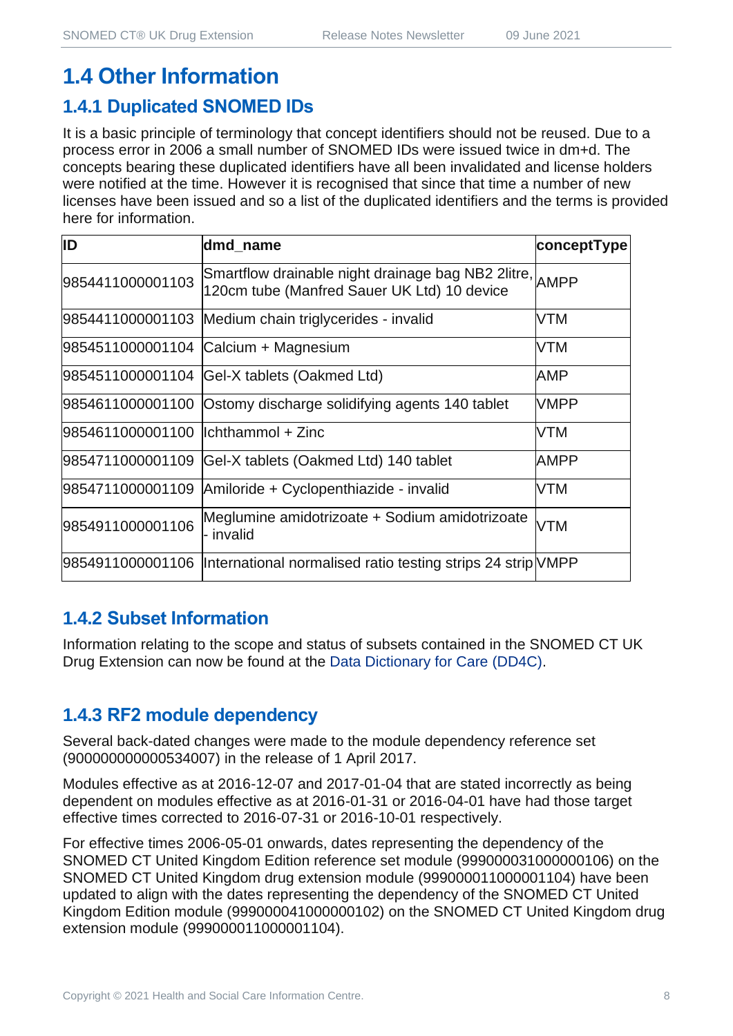## 1.4 Other Information

### 1.4.1 Duplicated SNOMED IDs

It is a basic principle of terminology that concept identifiers should not be reused. Due to a process error in 2006 a small number of SNOMED IDs were issued twice in dm+d. The concepts bearing these duplicated identifiers have all been invalidated and license holders were notified at the time. However it is recognised that since that time a number of new licenses have been issued and so a list of the duplicated identifiers and the terms is provided here for information.

| ID | dmd_name | conceptType |
|---|---|---|
| 9854411000001103 | Smartflow drainable night drainage bag NB2 2litre, 120cm tube (Manfred Sauer UK Ltd) 10 device | AMPP |
| 9854411000001103 | Medium chain triglycerides - invalid | VTM |
| 9854511000001104 | Calcium + Magnesium | VTM |
| 9854511000001104 | Gel-X tablets (Oakmed Ltd) | AMP |
| 9854611000001100 | Ostomy discharge solidifying agents 140 tablet | VMPP |
| 9854611000001100 | Ichthammol + Zinc | VTM |
| 9854711000001109 | Gel-X tablets (Oakmed Ltd) 140 tablet | AMPP |
| 9854711000001109 | Amiloride + Cyclopenthiazide - invalid | VTM |
| 9854911000001106 | Meglumine amidotrizoate + Sodium amidotrizoate - invalid | VTM |
| 9854911000001106 | International normalised ratio testing strips 24 strip | VMPP |

### 1.4.2 Subset Information

Information relating to the scope and status of subsets contained in the SNOMED CT UK Drug Extension can now be found at the Data Dictionary for Care (DD4C).

### 1.4.3 RF2 module dependency

Several back-dated changes were made to the module dependency reference set (900000000000534007) in the release of 1 April 2017.

Modules effective as at 2016-12-07 and 2017-01-04 that are stated incorrectly as being dependent on modules effective as at 2016-01-31 or 2016-04-01 have had those target effective times corrected to 2016-07-31 or 2016-10-01 respectively.

For effective times 2006-05-01 onwards, dates representing the dependency of the SNOMED CT United Kingdom Edition reference set module (999000031000000106) on the SNOMED CT United Kingdom drug extension module (999000011000001104) have been updated to align with the dates representing the dependency of the SNOMED CT United Kingdom Edition module (999000041000000102) on the SNOMED CT United Kingdom drug extension module (999000011000001104).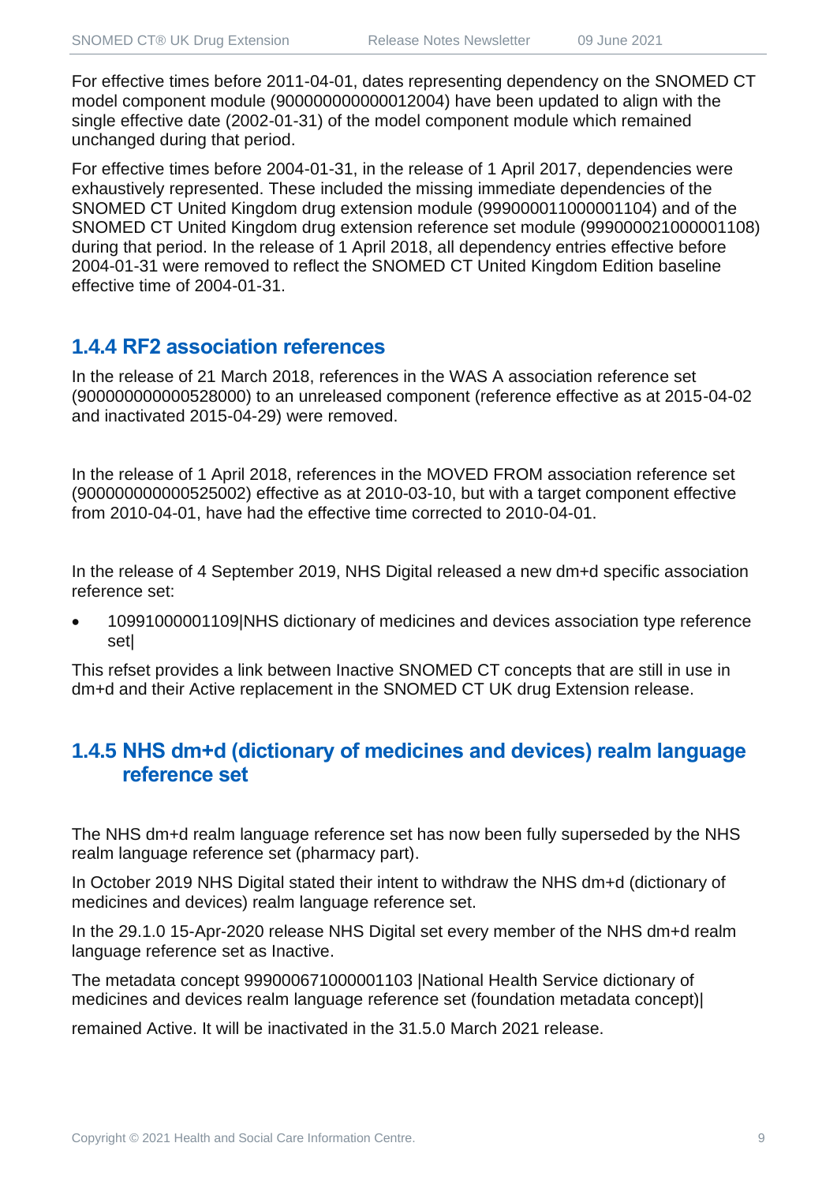For effective times before 2011-04-01, dates representing dependency on the SNOMED CT model component module (900000000000012004) have been updated to align with the single effective date (2002-01-31) of the model component module which remained unchanged during that period.

For effective times before 2004-01-31, in the release of 1 April 2017, dependencies were exhaustively represented. These included the missing immediate dependencies of the SNOMED CT United Kingdom drug extension module (999000011000001104) and of the SNOMED CT United Kingdom drug extension reference set module (999000021000001108) during that period. In the release of 1 April 2018, all dependency entries effective before 2004-01-31 were removed to reflect the SNOMED CT United Kingdom Edition baseline effective time of 2004-01-31.

### 1.4.4 RF2 association references

In the release of 21 March 2018, references in the WAS A association reference set (900000000000528000) to an unreleased component (reference effective as at 2015-04-02 and inactivated 2015-04-29) were removed.

In the release of 1 April 2018, references in the MOVED FROM association reference set (900000000000525002) effective as at 2010-03-10, but with a target component effective from 2010-04-01, have had the effective time corrected to 2010-04-01.

In the release of 4 September 2019, NHS Digital released a new dm+d specific association reference set:

- 10991000001109|NHS dictionary of medicines and devices association type reference set|

This refset provides a link between Inactive SNOMED CT concepts that are still in use in dm+d and their Active replacement in the SNOMED CT UK drug Extension release.

### 1.4.5 NHS dm+d (dictionary of medicines and devices) realm language reference set

The NHS dm+d realm language reference set has now been fully superseded by the NHS realm language reference set (pharmacy part).

In October 2019 NHS Digital stated their intent to withdraw the NHS dm+d (dictionary of medicines and devices) realm language reference set.

In the 29.1.0 15-Apr-2020 release NHS Digital set every member of the NHS dm+d realm language reference set as Inactive.

The metadata concept 999000671000001103 |National Health Service dictionary of medicines and devices realm language reference set (foundation metadata concept)|

remained Active. It will be inactivated in the 31.5.0 March 2021 release.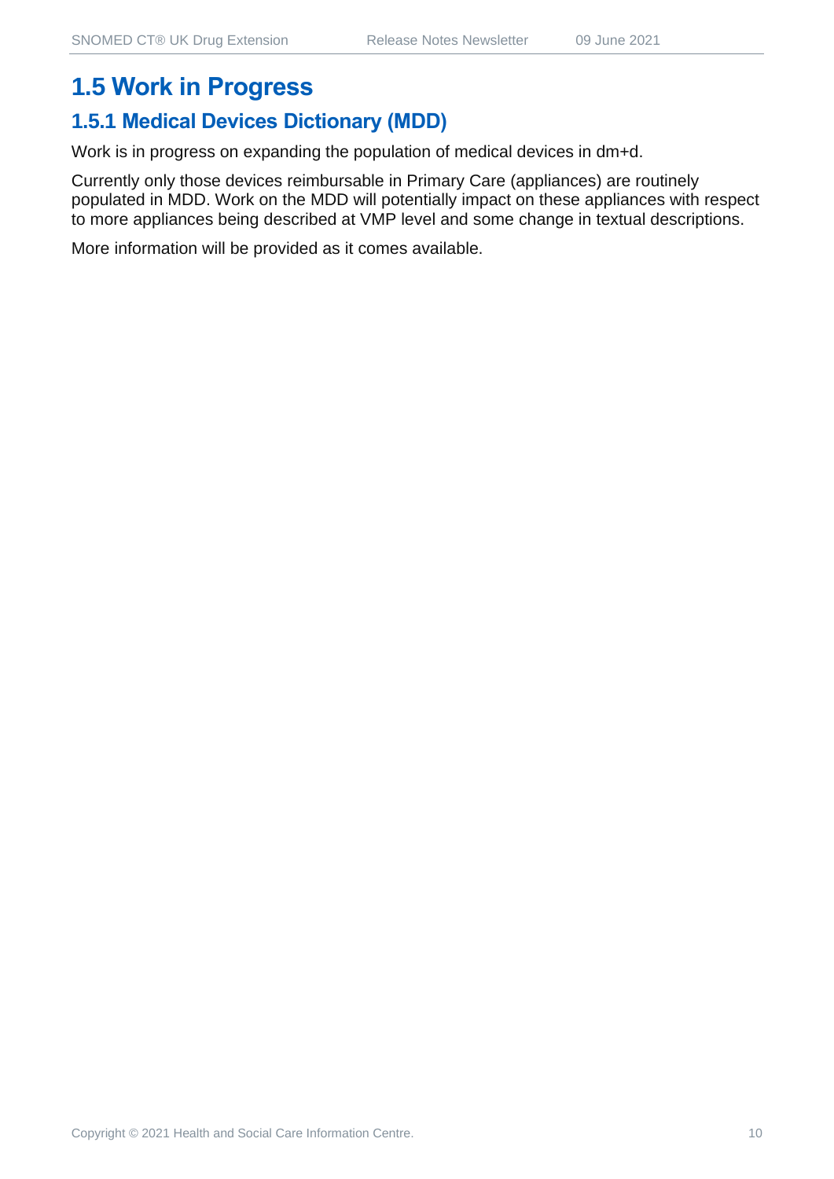# 1.5 Work in Progress

## 1.5.1 Medical Devices Dictionary (MDD)

Work is in progress on expanding the population of medical devices in dm+d.

Currently only those devices reimbursable in Primary Care (appliances) are routinely populated in MDD. Work on the MDD will potentially impact on these appliances with respect to more appliances being described at VMP level and some change in textual descriptions.

More information will be provided as it comes available.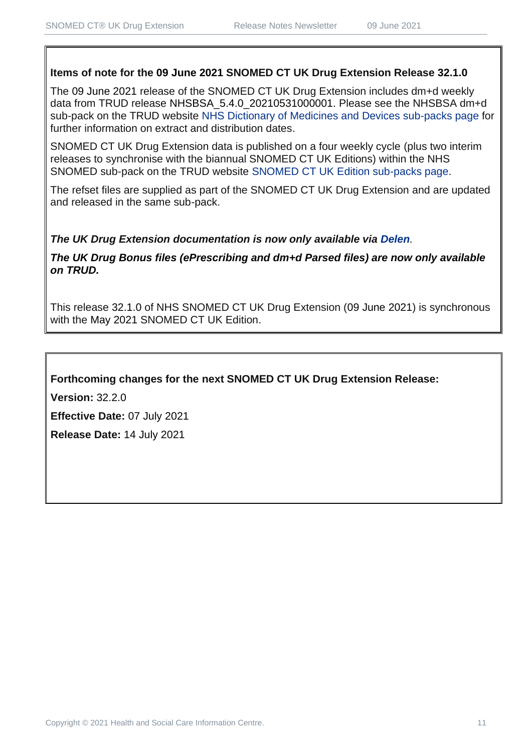**Items of note for the 09 June 2021 SNOMED CT UK Drug Extension Release 32.1.0**

The 09 June 2021 release of the SNOMED CT UK Drug Extension includes dm+d weekly data from TRUD release NHSBSA_5.4.0_20210531000001. Please see the NHSBSA dm+d sub-pack on the TRUD website NHS Dictionary of Medicines and Devices sub-packs page for further information on extract and distribution dates.

SNOMED CT UK Drug Extension data is published on a four weekly cycle (plus two interim releases to synchronise with the biannual SNOMED CT UK Editions) within the NHS SNOMED sub-pack on the TRUD website SNOMED CT UK Edition sub-packs page.

The refset files are supplied as part of the SNOMED CT UK Drug Extension and are updated and released in the same sub-pack.

***The UK Drug Extension documentation is now only available via Delen.***

***The UK Drug Bonus files (ePrescribing and dm+d Parsed files) are now only available on TRUD.***

This release 32.1.0 of NHS SNOMED CT UK Drug Extension (09 June 2021) is synchronous with the May 2021 SNOMED CT UK Edition.

**Forthcoming changes for the next SNOMED CT UK Drug Extension Release:**

**Version:** 32.2.0

**Effective Date:** 07 July 2021

**Release Date:** 14 July 2021